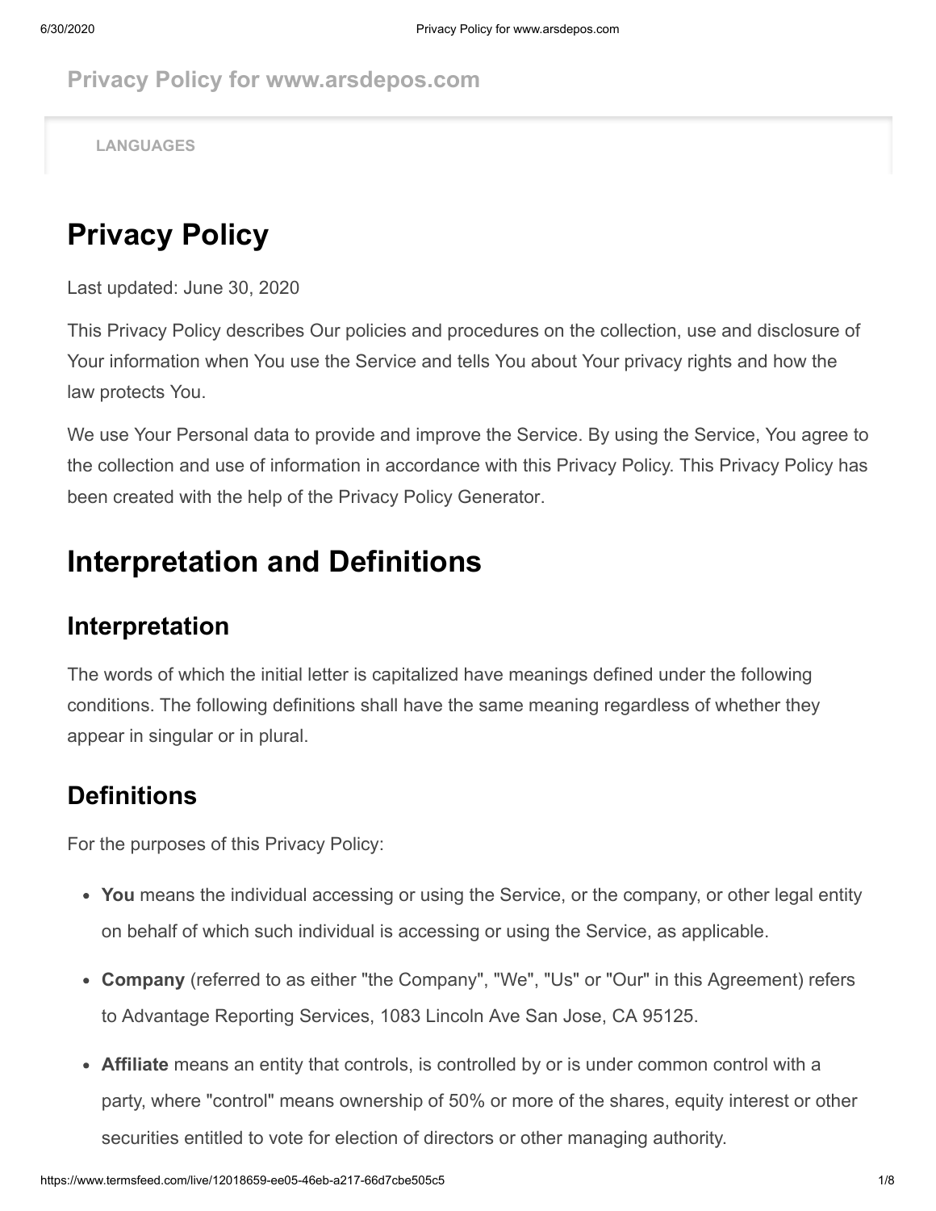Privacy Policy for www.arsdepos.com

LANGUAGES

# Privacy Policy

Last updated: June 30, 2020

This Privacy Policy describes Our policies and procedures on the collection, use and disclosure of Your information when You use the Service and tells You about Your privacy rights and how the law protects You.

We use Your Personal data to provide and improve the Service. By using the Service, You agree to the collection and use of information in accordance with this Privacy Policy. This Privacy Policy has been created with the help of the Privacy Policy Generator.

# Interpretation and Definitions

## Interpretation

The words of which the initial letter is capitalized have meanings defined under the following conditions. The following definitions shall have the same meaning regardless of whether they appear in singular or in plural.

## Definitions

For the purposes of this Privacy Policy:

- **You** means the individual accessing or using the Service, or the company, or other legal entity on behalf of which such individual is accessing or using the Service, as applicable.
- **Company** (referred to as either "the Company", "We", "Us" or "Our" in this Agreement) refers to Advantage Reporting Services, 1083 Lincoln Ave San Jose, CA 95125.
- **Affiliate** means an entity that controls, is controlled by or is under common control with a party, where "control" means ownership of 50% or more of the shares, equity interest or other securities entitled to vote for election of directors or other managing authority.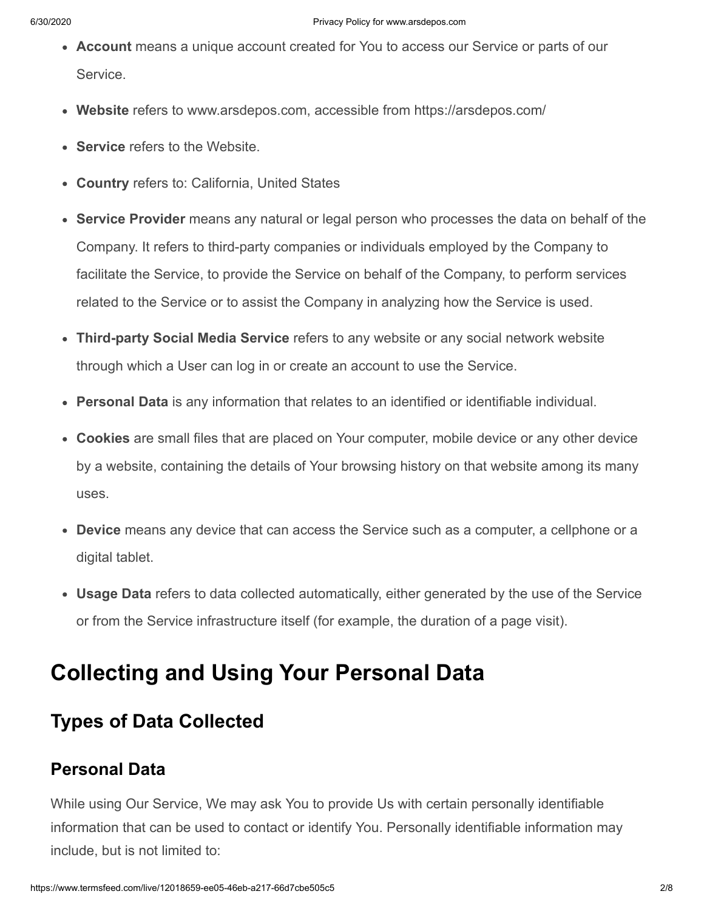- **Account** means a unique account created for You to access our Service or parts of our Service.
- **Website** refers to www.arsdepos.com, accessible from https://arsdepos.com/
- **Service** refers to the Website.
- **Country** refers to: California, United States
- **Service Provider** means any natural or legal person who processes the data on behalf of the Company. It refers to third-party companies or individuals employed by the Company to facilitate the Service, to provide the Service on behalf of the Company, to perform services related to the Service or to assist the Company in analyzing how the Service is used.
- **Third-party Social Media Service** refers to any website or any social network website through which a User can log in or create an account to use the Service.
- **Personal Data** is any information that relates to an identified or identifiable individual.
- **Cookies** are small files that are placed on Your computer, mobile device or any other device by a website, containing the details of Your browsing history on that website among its many uses.
- **Device** means any device that can access the Service such as a computer, a cellphone or a digital tablet.
- **Usage Data** refers to data collected automatically, either generated by the use of the Service or from the Service infrastructure itself (for example, the duration of a page visit).

# Collecting and Using Your Personal Data

## Types of Data Collected

### Personal Data

While using Our Service, We may ask You to provide Us with certain personally identifiable information that can be used to contact or identify You. Personally identifiable information may include, but is not limited to: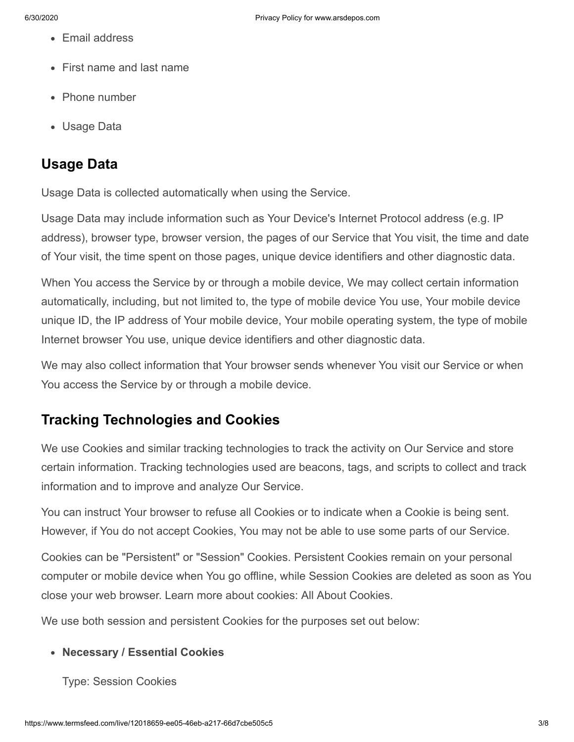- Email address
- First name and last name
- Phone number
- Usage Data

## Usage Data

Usage Data is collected automatically when using the Service.

Usage Data may include information such as Your Device's Internet Protocol address (e.g. IP address), browser type, browser version, the pages of our Service that You visit, the time and date of Your visit, the time spent on those pages, unique device identifiers and other diagnostic data.

When You access the Service by or through a mobile device, We may collect certain information automatically, including, but not limited to, the type of mobile device You use, Your mobile device unique ID, the IP address of Your mobile device, Your mobile operating system, the type of mobile Internet browser You use, unique device identifiers and other diagnostic data.

We may also collect information that Your browser sends whenever You visit our Service or when You access the Service by or through a mobile device.

## Tracking Technologies and Cookies

We use Cookies and similar tracking technologies to track the activity on Our Service and store certain information. Tracking technologies used are beacons, tags, and scripts to collect and track information and to improve and analyze Our Service.

You can instruct Your browser to refuse all Cookies or to indicate when a Cookie is being sent. However, if You do not accept Cookies, You may not be able to use some parts of our Service.

Cookies can be "Persistent" or "Session" Cookies. Persistent Cookies remain on your personal computer or mobile device when You go offline, while Session Cookies are deleted as soon as You close your web browser. Learn more about cookies: All About Cookies.

We use both session and persistent Cookies for the purposes set out below:

- **Necessary / Essential Cookies**

  Type: Session Cookies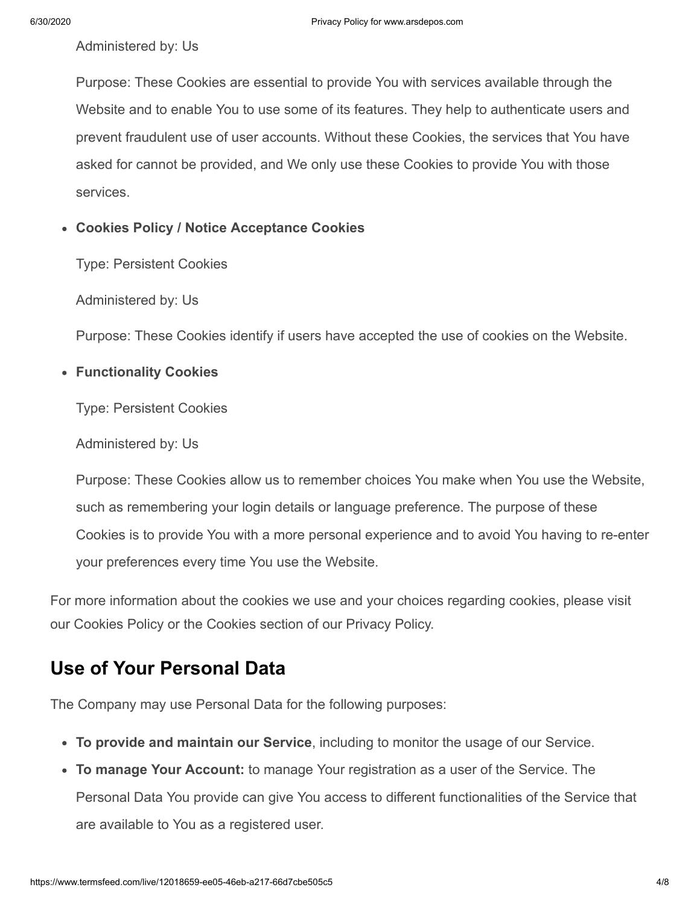Administered by: Us

Purpose: These Cookies are essential to provide You with services available through the Website and to enable You to use some of its features. They help to authenticate users and prevent fraudulent use of user accounts. Without these Cookies, the services that You have asked for cannot be provided, and We only use these Cookies to provide You with those services.

- **Cookies Policy / Notice Acceptance Cookies**

  Type: Persistent Cookies

  Administered by: Us

  Purpose: These Cookies identify if users have accepted the use of cookies on the Website.

- **Functionality Cookies**

  Type: Persistent Cookies

  Administered by: Us

  Purpose: These Cookies allow us to remember choices You make when You use the Website, such as remembering your login details or language preference. The purpose of these Cookies is to provide You with a more personal experience and to avoid You having to re-enter your preferences every time You use the Website.

For more information about the cookies we use and your choices regarding cookies, please visit our Cookies Policy or the Cookies section of our Privacy Policy.

## Use of Your Personal Data

The Company may use Personal Data for the following purposes:

- **To provide and maintain our Service**, including to monitor the usage of our Service.
- **To manage Your Account:** to manage Your registration as a user of the Service. The Personal Data You provide can give You access to different functionalities of the Service that are available to You as a registered user.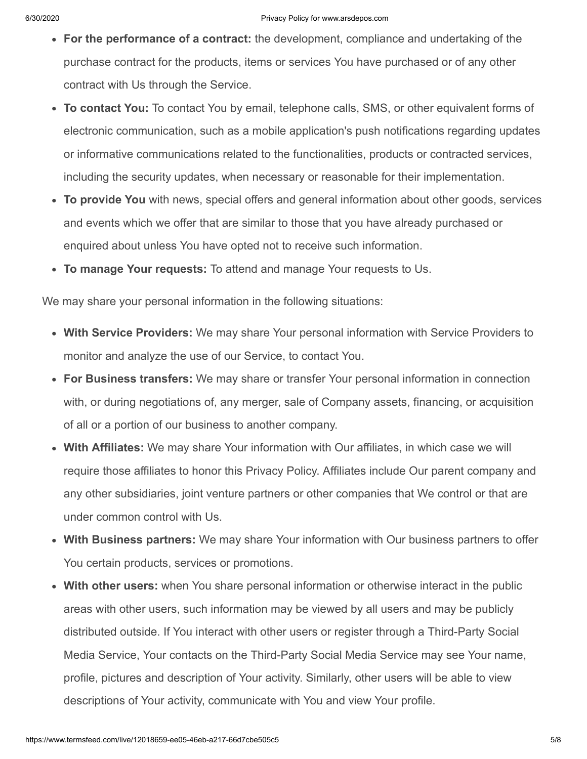- **For the performance of a contract:** the development, compliance and undertaking of the purchase contract for the products, items or services You have purchased or of any other contract with Us through the Service.
- **To contact You:** To contact You by email, telephone calls, SMS, or other equivalent forms of electronic communication, such as a mobile application's push notifications regarding updates or informative communications related to the functionalities, products or contracted services, including the security updates, when necessary or reasonable for their implementation.
- **To provide You** with news, special offers and general information about other goods, services and events which we offer that are similar to those that you have already purchased or enquired about unless You have opted not to receive such information.
- **To manage Your requests:** To attend and manage Your requests to Us.

We may share your personal information in the following situations:

- **With Service Providers:** We may share Your personal information with Service Providers to monitor and analyze the use of our Service, to contact You.
- **For Business transfers:** We may share or transfer Your personal information in connection with, or during negotiations of, any merger, sale of Company assets, financing, or acquisition of all or a portion of our business to another company.
- **With Affiliates:** We may share Your information with Our affiliates, in which case we will require those affiliates to honor this Privacy Policy. Affiliates include Our parent company and any other subsidiaries, joint venture partners or other companies that We control or that are under common control with Us.
- **With Business partners:** We may share Your information with Our business partners to offer You certain products, services or promotions.
- **With other users:** when You share personal information or otherwise interact in the public areas with other users, such information may be viewed by all users and may be publicly distributed outside. If You interact with other users or register through a Third-Party Social Media Service, Your contacts on the Third-Party Social Media Service may see Your name, profile, pictures and description of Your activity. Similarly, other users will be able to view descriptions of Your activity, communicate with You and view Your profile.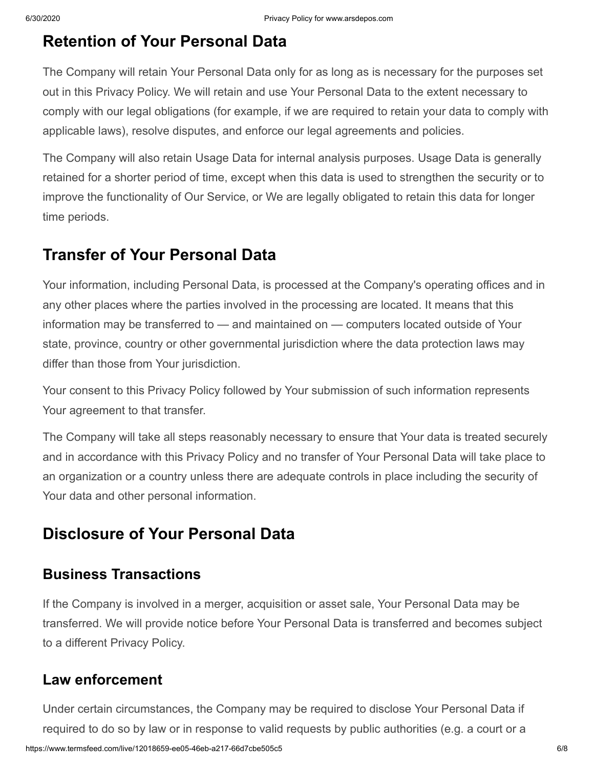## Retention of Your Personal Data

The Company will retain Your Personal Data only for as long as is necessary for the purposes set out in this Privacy Policy. We will retain and use Your Personal Data to the extent necessary to comply with our legal obligations (for example, if we are required to retain your data to comply with applicable laws), resolve disputes, and enforce our legal agreements and policies.

The Company will also retain Usage Data for internal analysis purposes. Usage Data is generally retained for a shorter period of time, except when this data is used to strengthen the security or to improve the functionality of Our Service, or We are legally obligated to retain this data for longer time periods.

## Transfer of Your Personal Data

Your information, including Personal Data, is processed at the Company's operating offices and in any other places where the parties involved in the processing are located. It means that this information may be transferred to — and maintained on — computers located outside of Your state, province, country or other governmental jurisdiction where the data protection laws may differ than those from Your jurisdiction.

Your consent to this Privacy Policy followed by Your submission of such information represents Your agreement to that transfer.

The Company will take all steps reasonably necessary to ensure that Your data is treated securely and in accordance with this Privacy Policy and no transfer of Your Personal Data will take place to an organization or a country unless there are adequate controls in place including the security of Your data and other personal information.

## Disclosure of Your Personal Data

### Business Transactions

If the Company is involved in a merger, acquisition or asset sale, Your Personal Data may be transferred. We will provide notice before Your Personal Data is transferred and becomes subject to a different Privacy Policy.

### Law enforcement

Under certain circumstances, the Company may be required to disclose Your Personal Data if required to do so by law or in response to valid requests by public authorities (e.g. a court or a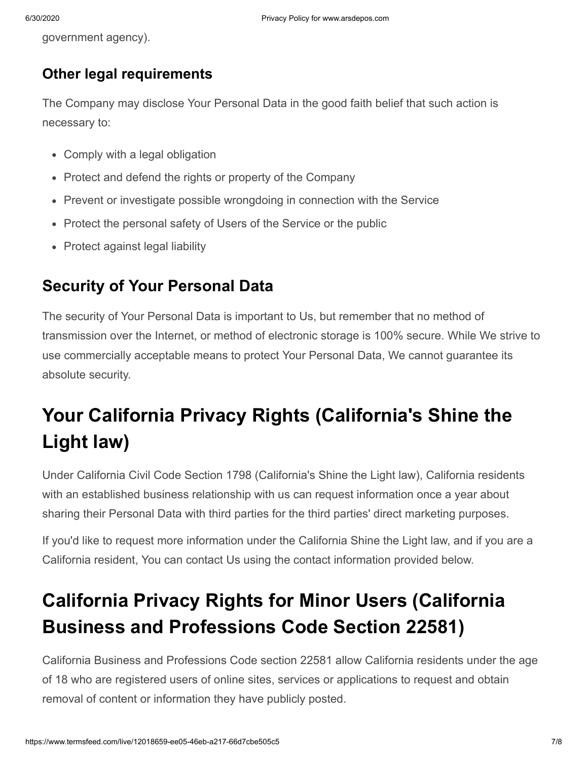government agency).

### Other legal requirements

The Company may disclose Your Personal Data in the good faith belief that such action is necessary to:

- Comply with a legal obligation
- Protect and defend the rights or property of the Company
- Prevent or investigate possible wrongdoing in connection with the Service
- Protect the personal safety of Users of the Service or the public
- Protect against legal liability

### Security of Your Personal Data

The security of Your Personal Data is important to Us, but remember that no method of transmission over the Internet, or method of electronic storage is 100% secure. While We strive to use commercially acceptable means to protect Your Personal Data, We cannot guarantee its absolute security.

## Your California Privacy Rights (California's Shine the Light law)

Under California Civil Code Section 1798 (California's Shine the Light law), California residents with an established business relationship with us can request information once a year about sharing their Personal Data with third parties for the third parties' direct marketing purposes.

If you'd like to request more information under the California Shine the Light law, and if you are a California resident, You can contact Us using the contact information provided below.

## California Privacy Rights for Minor Users (California Business and Professions Code Section 22581)

California Business and Professions Code section 22581 allow California residents under the age of 18 who are registered users of online sites, services or applications to request and obtain removal of content or information they have publicly posted.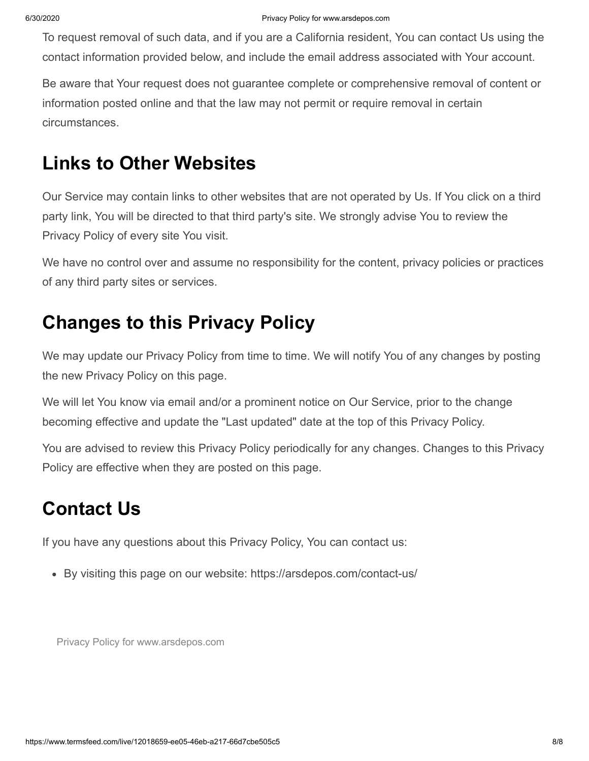To request removal of such data, and if you are a California resident, You can contact Us using the contact information provided below, and include the email address associated with Your account.

Be aware that Your request does not guarantee complete or comprehensive removal of content or information posted online and that the law may not permit or require removal in certain circumstances.

## Links to Other Websites

Our Service may contain links to other websites that are not operated by Us. If You click on a third party link, You will be directed to that third party's site. We strongly advise You to review the Privacy Policy of every site You visit.

We have no control over and assume no responsibility for the content, privacy policies or practices of any third party sites or services.

## Changes to this Privacy Policy

We may update our Privacy Policy from time to time. We will notify You of any changes by posting the new Privacy Policy on this page.

We will let You know via email and/or a prominent notice on Our Service, prior to the change becoming effective and update the "Last updated" date at the top of this Privacy Policy.

You are advised to review this Privacy Policy periodically for any changes. Changes to this Privacy Policy are effective when they are posted on this page.

## Contact Us

If you have any questions about this Privacy Policy, You can contact us:

- By visiting this page on our website: https://arsdepos.com/contact-us/

Privacy Policy for www.arsdepos.com